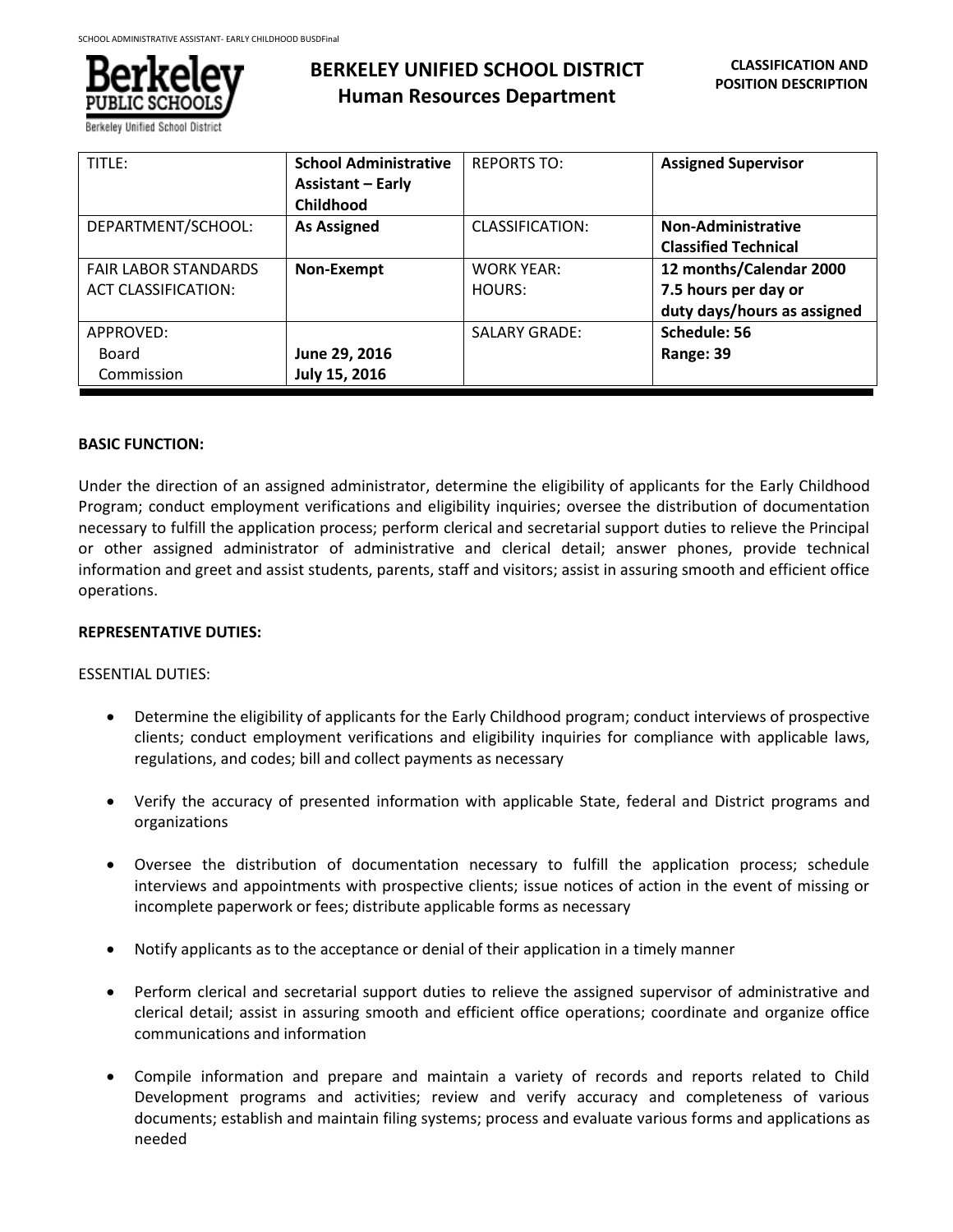# BERKELEY UNIFIED SCHOOL DISTRICT
## Human Resources Department

**CLASSIFICATION AND POSITION DESCRIPTION**

| TITLE: | **School Administrative Assistant – Early Childhood** | REPORTS TO: | **Assigned Supervisor** |
|---|---|---|---|
| DEPARTMENT/SCHOOL: | **As Assigned** | CLASSIFICATION: | **Non-Administrative Classified Technical** |
| FAIR LABOR STANDARDS ACT CLASSIFICATION: | **Non-Exempt** | WORK YEAR: HOURS: | **12 months/Calendar 2000 7.5 hours per day or duty days/hours as assigned** |
| APPROVED: Board Commission | **June 29, 2016 July 15, 2016** | SALARY GRADE: | **Schedule: 56 Range: 39** |

**BASIC FUNCTION:**

Under the direction of an assigned administrator, determine the eligibility of applicants for the Early Childhood Program; conduct employment verifications and eligibility inquiries; oversee the distribution of documentation necessary to fulfill the application process; perform clerical and secretarial support duties to relieve the Principal or other assigned administrator of administrative and clerical detail; answer phones, provide technical information and greet and assist students, parents, staff and visitors; assist in assuring smooth and efficient office operations.

**REPRESENTATIVE DUTIES:**

ESSENTIAL DUTIES:

- Determine the eligibility of applicants for the Early Childhood program; conduct interviews of prospective clients; conduct employment verifications and eligibility inquiries for compliance with applicable laws, regulations, and codes; bill and collect payments as necessary

- Verify the accuracy of presented information with applicable State, federal and District programs and organizations

- Oversee the distribution of documentation necessary to fulfill the application process; schedule interviews and appointments with prospective clients; issue notices of action in the event of missing or incomplete paperwork or fees; distribute applicable forms as necessary

- Notify applicants as to the acceptance or denial of their application in a timely manner

- Perform clerical and secretarial support duties to relieve the assigned supervisor of administrative and clerical detail; assist in assuring smooth and efficient office operations; coordinate and organize office communications and information

- Compile information and prepare and maintain a variety of records and reports related to Child Development programs and activities; review and verify accuracy and completeness of various documents; establish and maintain filing systems; process and evaluate various forms and applications as needed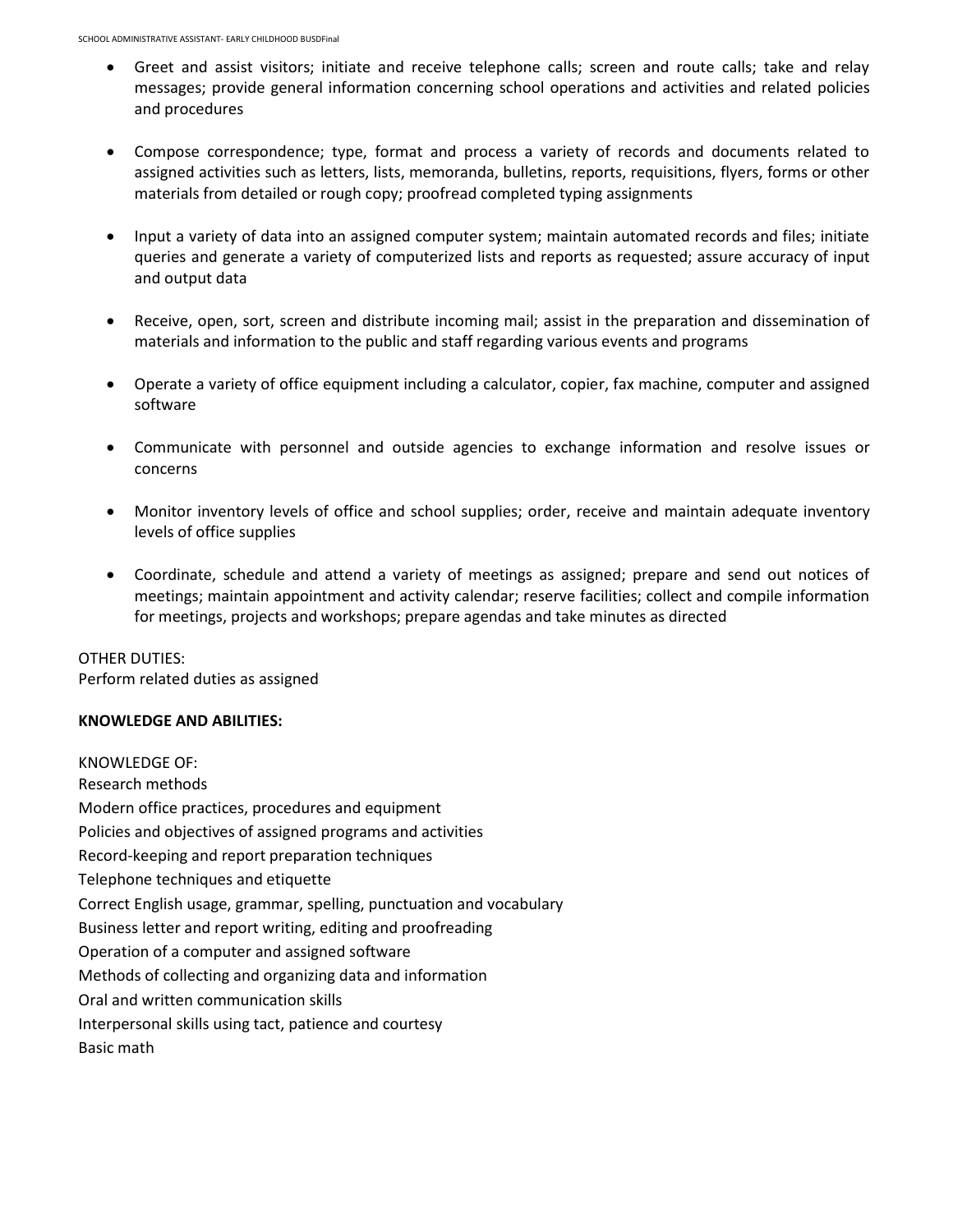- Greet and assist visitors; initiate and receive telephone calls; screen and route calls; take and relay messages; provide general information concerning school operations and activities and related policies and procedures

- Compose correspondence; type, format and process a variety of records and documents related to assigned activities such as letters, lists, memoranda, bulletins, reports, requisitions, flyers, forms or other materials from detailed or rough copy; proofread completed typing assignments

- Input a variety of data into an assigned computer system; maintain automated records and files; initiate queries and generate a variety of computerized lists and reports as requested; assure accuracy of input and output data

- Receive, open, sort, screen and distribute incoming mail; assist in the preparation and dissemination of materials and information to the public and staff regarding various events and programs

- Operate a variety of office equipment including a calculator, copier, fax machine, computer and assigned software

- Communicate with personnel and outside agencies to exchange information and resolve issues or concerns

- Monitor inventory levels of office and school supplies; order, receive and maintain adequate inventory levels of office supplies

- Coordinate, schedule and attend a variety of meetings as assigned; prepare and send out notices of meetings; maintain appointment and activity calendar; reserve facilities; collect and compile information for meetings, projects and workshops; prepare agendas and take minutes as directed

OTHER DUTIES:
Perform related duties as assigned

**KNOWLEDGE AND ABILITIES:**

KNOWLEDGE OF:
Research methods
Modern office practices, procedures and equipment
Policies and objectives of assigned programs and activities
Record-keeping and report preparation techniques
Telephone techniques and etiquette
Correct English usage, grammar, spelling, punctuation and vocabulary
Business letter and report writing, editing and proofreading
Operation of a computer and assigned software
Methods of collecting and organizing data and information
Oral and written communication skills
Interpersonal skills using tact, patience and courtesy
Basic math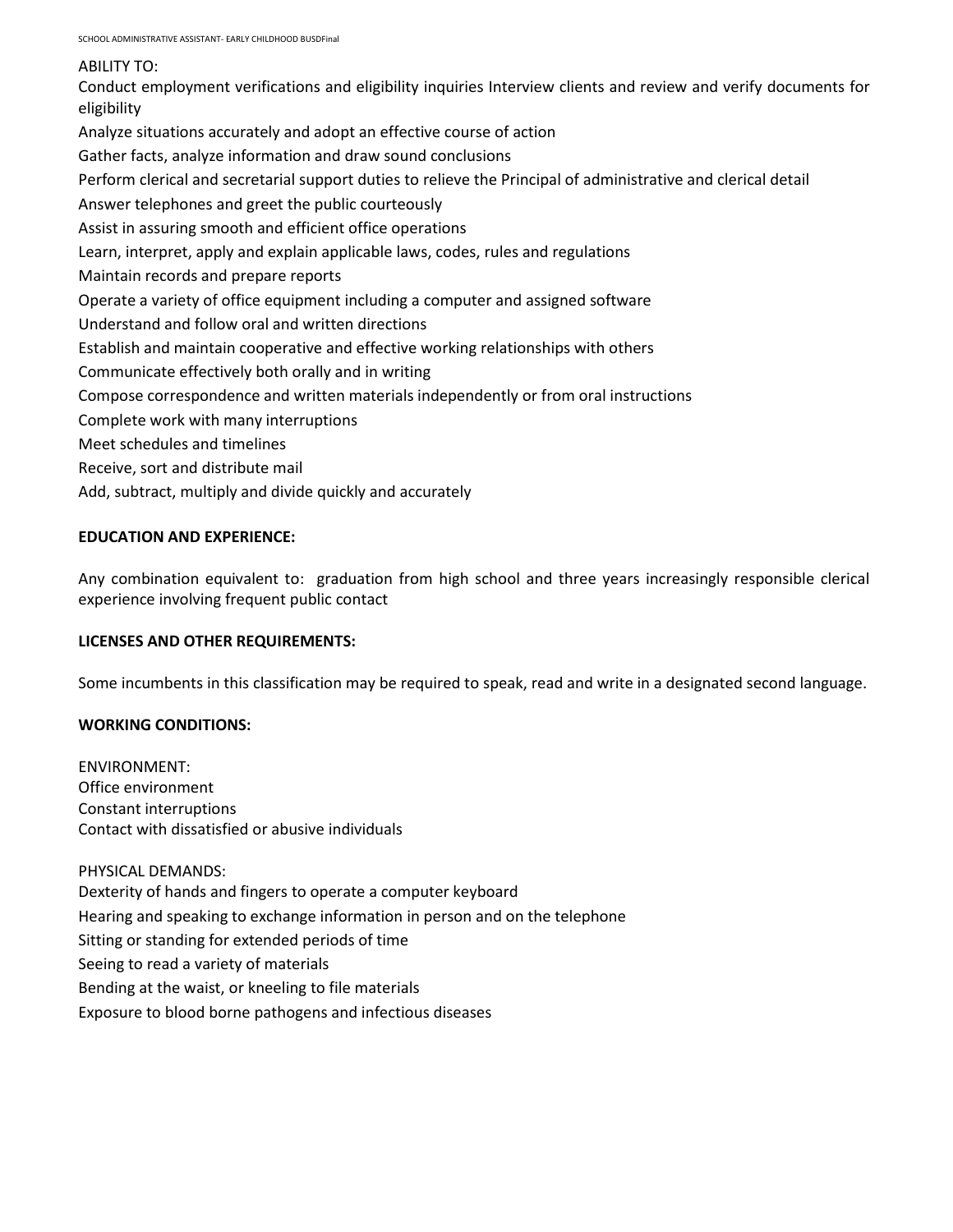ABILITY TO:

Conduct employment verifications and eligibility inquiries Interview clients and review and verify documents for eligibility

Analyze situations accurately and adopt an effective course of action

Gather facts, analyze information and draw sound conclusions

Perform clerical and secretarial support duties to relieve the Principal of administrative and clerical detail

Answer telephones and greet the public courteously

Assist in assuring smooth and efficient office operations

Learn, interpret, apply and explain applicable laws, codes, rules and regulations

Maintain records and prepare reports

Operate a variety of office equipment including a computer and assigned software

Understand and follow oral and written directions

Establish and maintain cooperative and effective working relationships with others

Communicate effectively both orally and in writing

Compose correspondence and written materials independently or from oral instructions

Complete work with many interruptions

Meet schedules and timelines

Receive, sort and distribute mail

Add, subtract, multiply and divide quickly and accurately

**EDUCATION AND EXPERIENCE:**

Any combination equivalent to: graduation from high school and three years increasingly responsible clerical experience involving frequent public contact

**LICENSES AND OTHER REQUIREMENTS:**

Some incumbents in this classification may be required to speak, read and write in a designated second language.

**WORKING CONDITIONS:**

ENVIRONMENT:

Office environment

Constant interruptions

Contact with dissatisfied or abusive individuals

PHYSICAL DEMANDS:

Dexterity of hands and fingers to operate a computer keyboard

Hearing and speaking to exchange information in person and on the telephone

Sitting or standing for extended periods of time

Seeing to read a variety of materials

Bending at the waist, or kneeling to file materials

Exposure to blood borne pathogens and infectious diseases